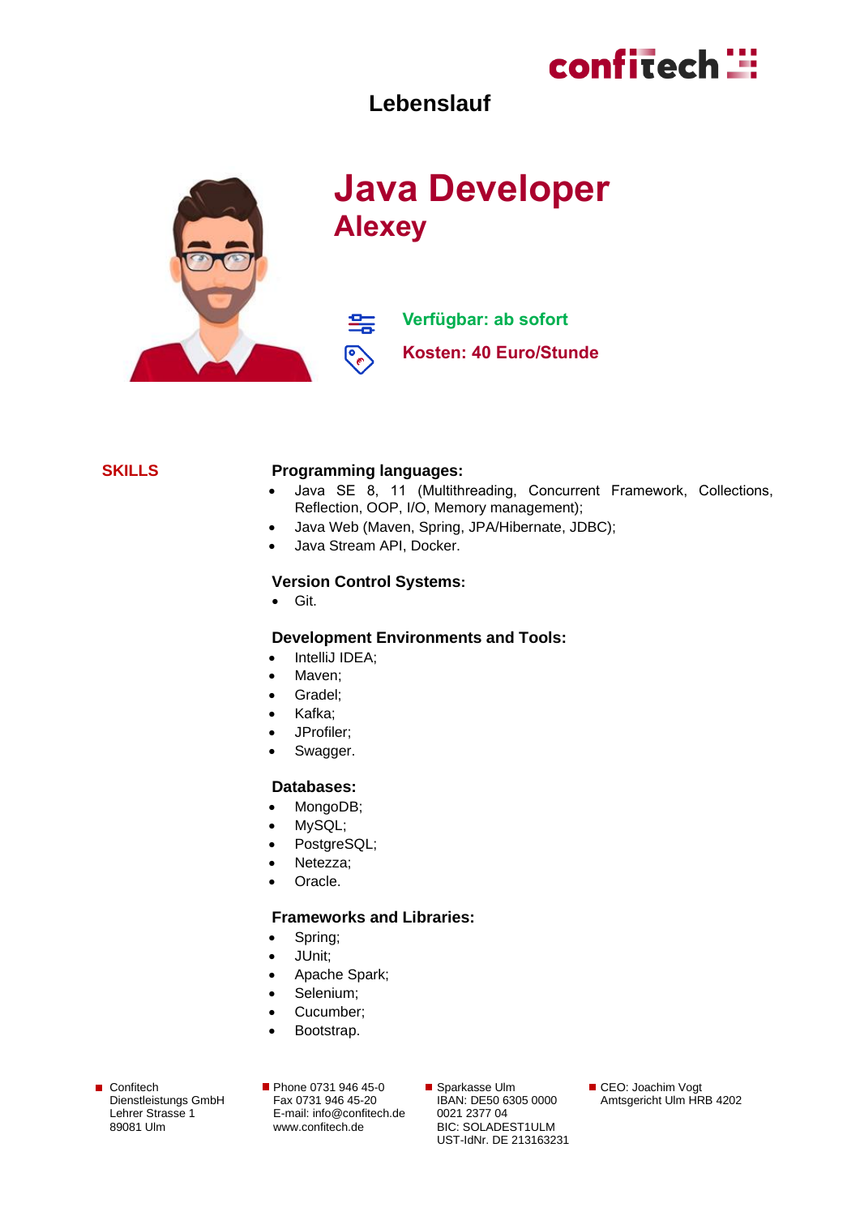# Lebenslauf

# Java Developer
## Alexey

**Verfügbar: ab sofort**

**Kosten: 40 Euro/Stunde**

## SKILLS

### Programming languages:
- Java SE 8, 11 (Multithreading, Concurrent Framework, Collections, Reflection, OOP, I/O, Memory management);
- Java Web (Maven, Spring, JPA/Hibernate, JDBC);
- Java Stream API, Docker.

### Version Control Systems:
- Git.

### Development Environments and Tools:
- IntelliJ IDEA;
- Maven;
- Gradel;
- Kafka;
- JProfiler;
- Swagger.

### Databases:
- MongoDB;
- MySQL;
- PostgreSQL;
- Netezza;
- Oracle.

### Frameworks and Libraries:
- Spring;
- JUnit;
- Apache Spark;
- Selenium;
- Cucumber;
- Bootstrap.

Confitech Dienstleistungs GmbH
Lehrer Strasse 1
89081 Ulm

Phone 0731 946 45-0
Fax 0731 946 45-20
E-mail: info@confitech.de
www.confitech.de

Sparkasse Ulm
IBAN: DE50 6305 0000 0021 2377 04
BIC: SOLADEST1ULM
UST-IdNr. DE 213163231

CEO: Joachim Vogt
Amtsgericht Ulm HRB 4202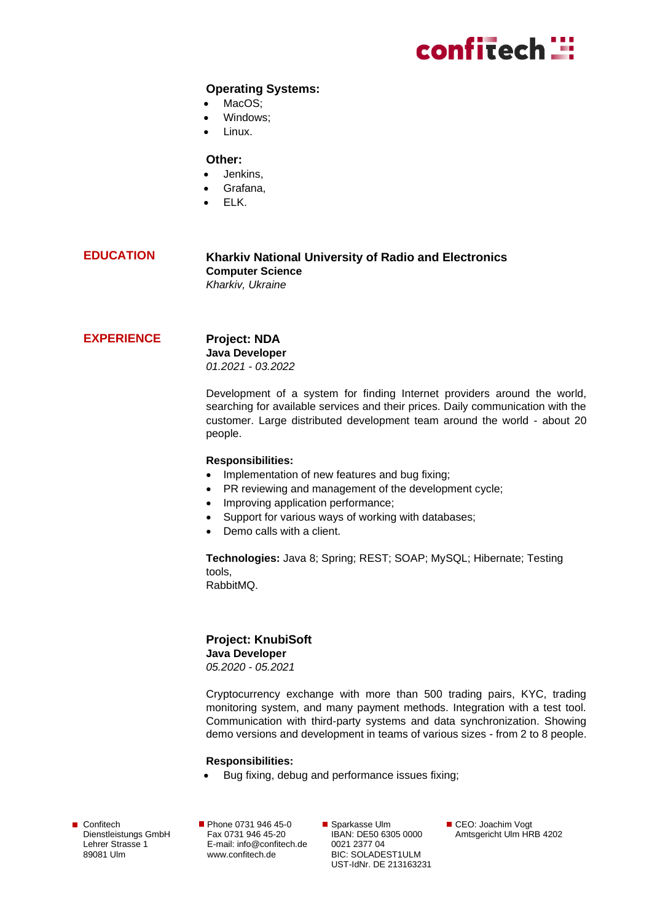**Operating Systems:**

- MacOS;
- Windows;
- Linux.

**Other:**

- Jenkins,
- Grafana,
- ELK.

## EDUCATION

**Kharkiv National University of Radio and Electronics**
**Computer Science**
*Kharkiv, Ukraine*

## EXPERIENCE

### Project: NDA

**Java Developer**
*01.2021 - 03.2022*

Development of a system for finding Internet providers around the world, searching for available services and their prices. Daily communication with the customer. Large distributed development team around the world - about 20 people.

**Responsibilities:**

- Implementation of new features and bug fixing;
- PR reviewing and management of the development cycle;
- Improving application performance;
- Support for various ways of working with databases;
- Demo calls with a client.

**Technologies:** Java 8; Spring; REST; SOAP; MySQL; Hibernate; Testing tools,
RabbitMQ.

### Project: KnubiSoft

**Java Developer**
*05.2020 - 05.2021*

Cryptocurrency exchange with more than 500 trading pairs, KYC, trading monitoring system, and many payment methods. Integration with a test tool. Communication with third-party systems and data synchronization. Showing demo versions and development in teams of various sizes - from 2 to 8 people.

**Responsibilities:**

- Bug fixing, debug and performance issues fixing;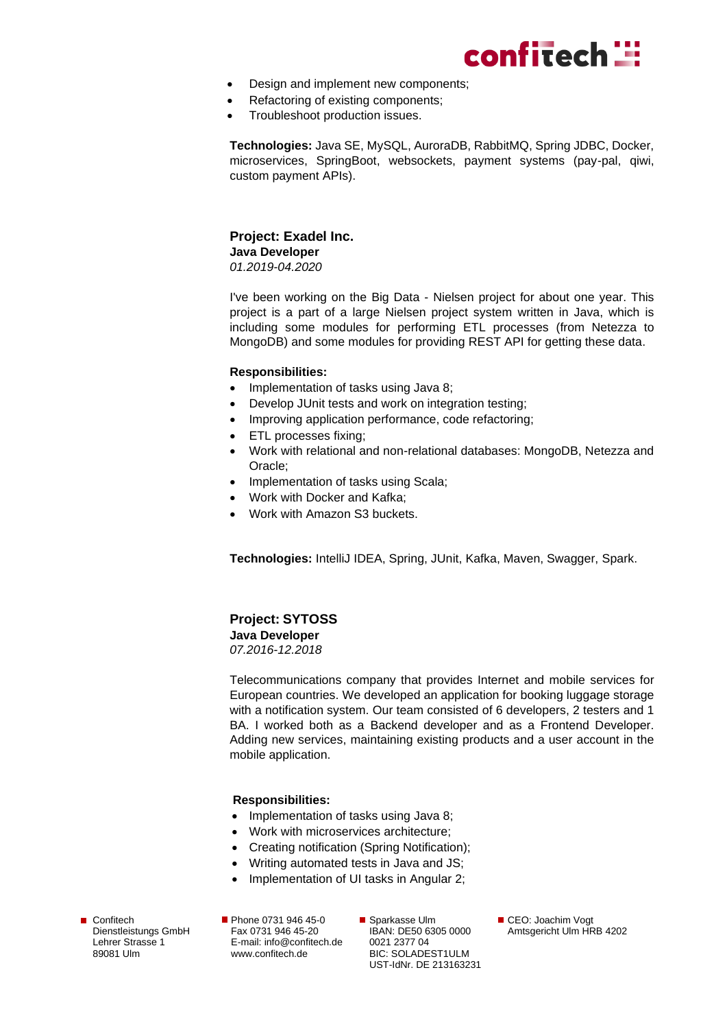- Design and implement new components;
- Refactoring of existing components;
- Troubleshoot production issues.

**Technologies:** Java SE, MySQL, AuroraDB, RabbitMQ, Spring JDBC, Docker, microservices, SpringBoot, websockets, payment systems (pay-pal, qiwi, custom payment APIs).

### Project: Exadel Inc.

**Java Developer**

*01.2019-04.2020*

I've been working on the Big Data - Nielsen project for about one year. This project is a part of a large Nielsen project system written in Java, which is including some modules for performing ETL processes (from Netezza to MongoDB) and some modules for providing REST API for getting these data.

**Responsibilities:**

- Implementation of tasks using Java 8;
- Develop JUnit tests and work on integration testing;
- Improving application performance, code refactoring;
- ETL processes fixing;
- Work with relational and non-relational databases: MongoDB, Netezza and Oracle;
- Implementation of tasks using Scala;
- Work with Docker and Kafka;
- Work with Amazon S3 buckets.

**Technologies:** IntelliJ IDEA, Spring, JUnit, Kafka, Maven, Swagger, Spark.

### Project: SYTOSS

**Java Developer**

*07.2016-12.2018*

Telecommunications company that provides Internet and mobile services for European countries. We developed an application for booking luggage storage with a notification system. Our team consisted of 6 developers, 2 testers and 1 BA. I worked both as a Backend developer and as a Frontend Developer. Adding new services, maintaining existing products and a user account in the mobile application.

**Responsibilities:**

- Implementation of tasks using Java 8;
- Work with microservices architecture;
- Creating notification (Spring Notification);
- Writing automated tests in Java and JS;
- Implementation of UI tasks in Angular 2;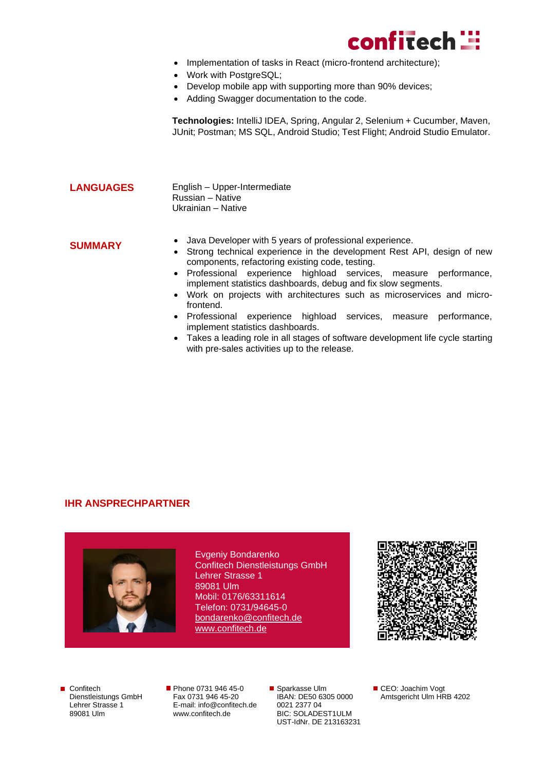- Implementation of tasks in React (micro-frontend architecture);
- Work with PostgreSQL;
- Develop mobile app with supporting more than 90% devices;
- Adding Swagger documentation to the code.

**Technologies:** IntelliJ IDEA, Spring, Angular 2, Selenium + Cucumber, Maven, JUnit; Postman; MS SQL, Android Studio; Test Flight; Android Studio Emulator.

## LANGUAGES

English – Upper-Intermediate
Russian – Native
Ukrainian – Native

## SUMMARY

- Java Developer with 5 years of professional experience.
- Strong technical experience in the development Rest API, design of new components, refactoring existing code, testing.
- Professional experience highload services, measure performance, implement statistics dashboards, debug and fix slow segments.
- Work on projects with architectures such as microservices and micro-frontend.
- Professional experience highload services, measure performance, implement statistics dashboards.
- Takes a leading role in all stages of software development life cycle starting with pre-sales activities up to the release.

## IHR ANSPRECHPARTNER

Evgeniy Bondarenko
Confitech Dienstleistungs GmbH
Lehrer Strasse 1
89081 Ulm
Mobil: 0176/63311614
Telefon: 0731/94645-0
bondarenko@confitech.de
www.confitech.de

Confitech
Dienstleistungs GmbH
Lehrer Strasse 1
89081 Ulm

Phone 0731 946 45-0
Fax 0731 946 45-20
E-mail: info@confitech.de
www.confitech.de

Sparkasse Ulm
IBAN: DE50 6305 0000 0021 2377 04
BIC: SOLADEST1ULM
UST-IdNr. DE 213163231

CEO: Joachim Vogt
Amtsgericht Ulm HRB 4202